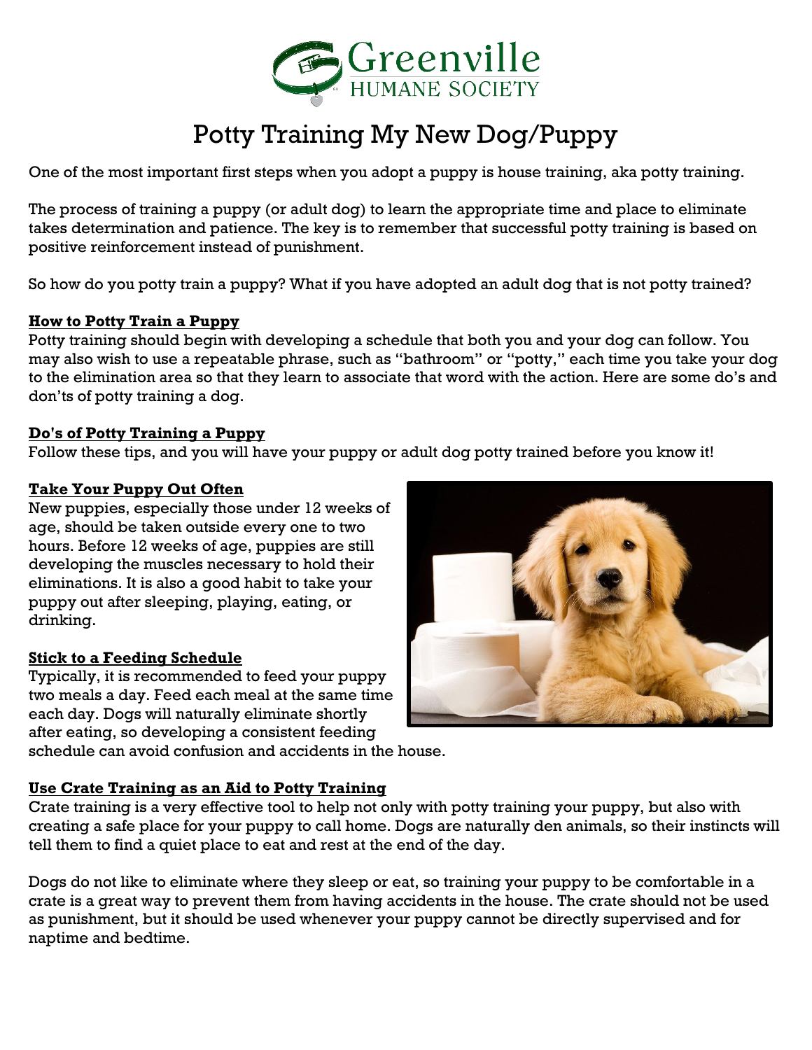Greenville HUMANE SOCIETY

# Potty Training My New Dog/Puppy

One of the most important first steps when you adopt a puppy is house training, aka potty training.

The process of training a puppy (or adult dog) to learn the appropriate time and place to eliminate takes determination and patience. The key is to remember that successful potty training is based on positive reinforcement instead of punishment.

So how do you potty train a puppy? What if you have adopted an adult dog that is not potty trained?

## How to Potty Train a Puppy

Potty training should begin with developing a schedule that both you and your dog can follow. You may also wish to use a repeatable phrase, such as "bathroom" or "potty," each time you take your dog to the elimination area so that they learn to associate that word with the action. Here are some do's and don'ts of potty training a dog.

## Do's of Potty Training a Puppy

Follow these tips, and you will have your puppy or adult dog potty trained before you know it!

### Take Your Puppy Out Often

New puppies, especially those under 12 weeks of age, should be taken outside every one to two hours. Before 12 weeks of age, puppies are still developing the muscles necessary to hold their eliminations. It is also a good habit to take your puppy out after sleeping, playing, eating, or drinking.

### Stick to a Feeding Schedule

Typically, it is recommended to feed your puppy two meals a day. Feed each meal at the same time each day. Dogs will naturally eliminate shortly after eating, so developing a consistent feeding schedule can avoid confusion and accidents in the house.

### Use Crate Training as an Aid to Potty Training

Crate training is a very effective tool to help not only with potty training your puppy, but also with creating a safe place for your puppy to call home. Dogs are naturally den animals, so their instincts will tell them to find a quiet place to eat and rest at the end of the day.

Dogs do not like to eliminate where they sleep or eat, so training your puppy to be comfortable in a crate is a great way to prevent them from having accidents in the house. The crate should not be used as punishment, but it should be used whenever your puppy cannot be directly supervised and for naptime and bedtime.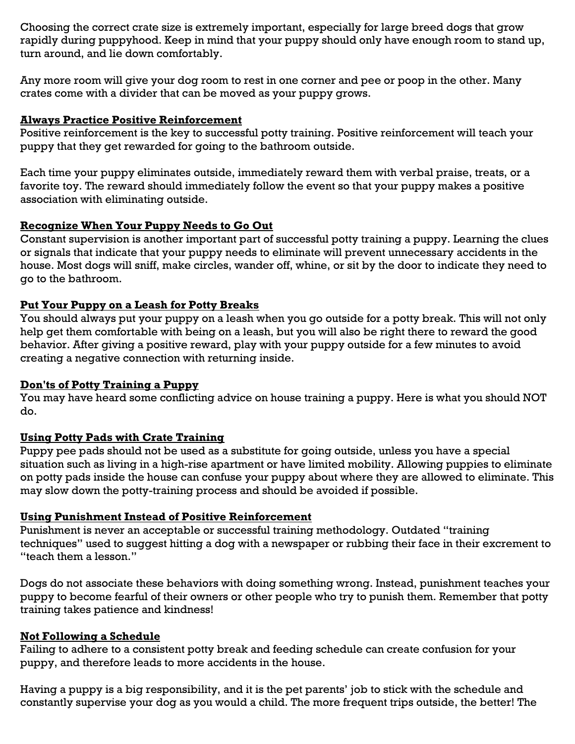Choosing the correct crate size is extremely important, especially for large breed dogs that grow rapidly during puppyhood. Keep in mind that your puppy should only have enough room to stand up, turn around, and lie down comfortably.

Any more room will give your dog room to rest in one corner and pee or poop in the other. Many crates come with a divider that can be moved as your puppy grows.

## Always Practice Positive Reinforcement

Positive reinforcement is the key to successful potty training. Positive reinforcement will teach your puppy that they get rewarded for going to the bathroom outside.

Each time your puppy eliminates outside, immediately reward them with verbal praise, treats, or a favorite toy. The reward should immediately follow the event so that your puppy makes a positive association with eliminating outside.

## Recognize When Your Puppy Needs to Go Out

Constant supervision is another important part of successful potty training a puppy. Learning the clues or signals that indicate that your puppy needs to eliminate will prevent unnecessary accidents in the house. Most dogs will sniff, make circles, wander off, whine, or sit by the door to indicate they need to go to the bathroom.

## Put Your Puppy on a Leash for Potty Breaks

You should always put your puppy on a leash when you go outside for a potty break. This will not only help get them comfortable with being on a leash, but you will also be right there to reward the good behavior. After giving a positive reward, play with your puppy outside for a few minutes to avoid creating a negative connection with returning inside.

## Don'ts of Potty Training a Puppy

You may have heard some conflicting advice on house training a puppy. Here is what you should NOT do.

## Using Potty Pads with Crate Training

Puppy pee pads should not be used as a substitute for going outside, unless you have a special situation such as living in a high-rise apartment or have limited mobility. Allowing puppies to eliminate on potty pads inside the house can confuse your puppy about where they are allowed to eliminate. This may slow down the potty-training process and should be avoided if possible.

## Using Punishment Instead of Positive Reinforcement

Punishment is never an acceptable or successful training methodology. Outdated "training techniques" used to suggest hitting a dog with a newspaper or rubbing their face in their excrement to "teach them a lesson."

Dogs do not associate these behaviors with doing something wrong. Instead, punishment teaches your puppy to become fearful of their owners or other people who try to punish them. Remember that potty training takes patience and kindness!

## Not Following a Schedule

Failing to adhere to a consistent potty break and feeding schedule can create confusion for your puppy, and therefore leads to more accidents in the house.

Having a puppy is a big responsibility, and it is the pet parents' job to stick with the schedule and constantly supervise your dog as you would a child. The more frequent trips outside, the better! The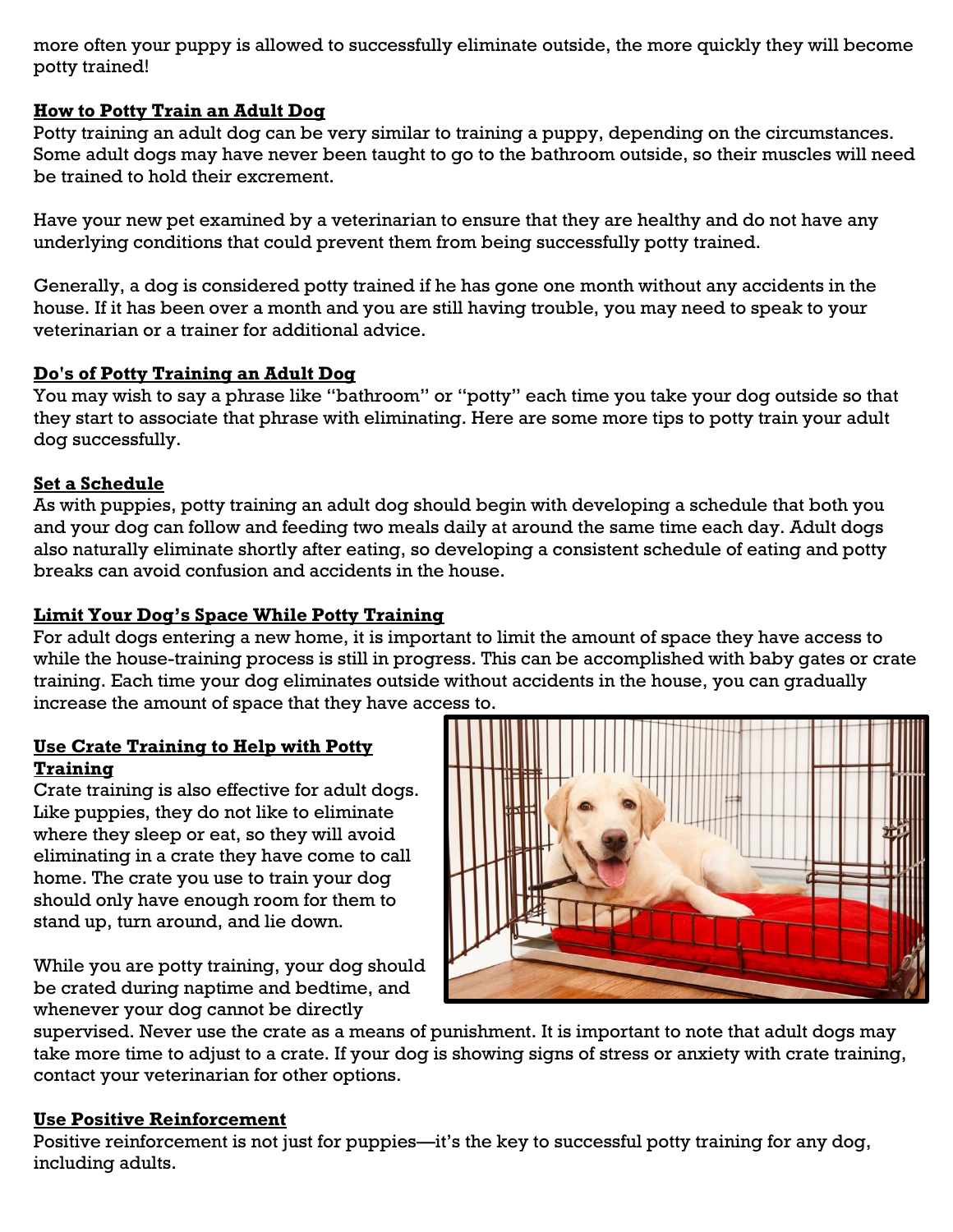more often your puppy is allowed to successfully eliminate outside, the more quickly they will become potty trained!

## How to Potty Train an Adult Dog

Potty training an adult dog can be very similar to training a puppy, depending on the circumstances. Some adult dogs may have never been taught to go to the bathroom outside, so their muscles will need be trained to hold their excrement.

Have your new pet examined by a veterinarian to ensure that they are healthy and do not have any underlying conditions that could prevent them from being successfully potty trained.

Generally, a dog is considered potty trained if he has gone one month without any accidents in the house. If it has been over a month and you are still having trouble, you may need to speak to your veterinarian or a trainer for additional advice.

## Do's of Potty Training an Adult Dog

You may wish to say a phrase like "bathroom" or "potty" each time you take your dog outside so that they start to associate that phrase with eliminating. Here are some more tips to potty train your adult dog successfully.

### Set a Schedule

As with puppies, potty training an adult dog should begin with developing a schedule that both you and your dog can follow and feeding two meals daily at around the same time each day. Adult dogs also naturally eliminate shortly after eating, so developing a consistent schedule of eating and potty breaks can avoid confusion and accidents in the house.

### Limit Your Dog's Space While Potty Training

For adult dogs entering a new home, it is important to limit the amount of space they have access to while the house-training process is still in progress. This can be accomplished with baby gates or crate training. Each time your dog eliminates outside without accidents in the house, you can gradually increase the amount of space that they have access to.

### Use Crate Training to Help with Potty Training

Crate training is also effective for adult dogs. Like puppies, they do not like to eliminate where they sleep or eat, so they will avoid eliminating in a crate they have come to call home. The crate you use to train your dog should only have enough room for them to stand up, turn around, and lie down.

While you are potty training, your dog should be crated during naptime and bedtime, and whenever your dog cannot be directly supervised. Never use the crate as a means of punishment. It is important to note that adult dogs may take more time to adjust to a crate. If your dog is showing signs of stress or anxiety with crate training, contact your veterinarian for other options.

### Use Positive Reinforcement

Positive reinforcement is not just for puppies—it's the key to successful potty training for any dog, including adults.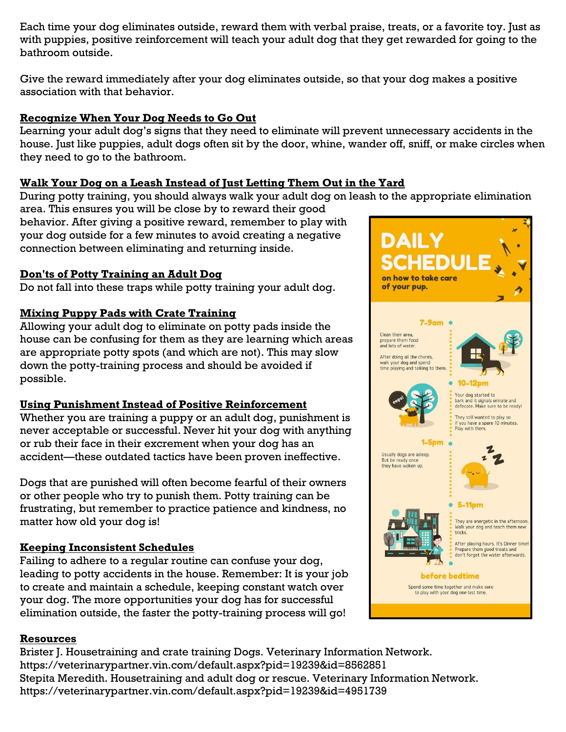Each time your dog eliminates outside, reward them with verbal praise, treats, or a favorite toy. Just as with puppies, positive reinforcement will teach your adult dog that they get rewarded for going to the bathroom outside.

Give the reward immediately after your dog eliminates outside, so that your dog makes a positive association with that behavior.

## Recognize When Your Dog Needs to Go Out

Learning your adult dog's signs that they need to eliminate will prevent unnecessary accidents in the house. Just like puppies, adult dogs often sit by the door, whine, wander off, sniff, or make circles when they need to go to the bathroom.

## Walk Your Dog on a Leash Instead of Just Letting Them Out in the Yard

During potty training, you should always walk your adult dog on leash to the appropriate elimination area. This ensures you will be close by to reward their good behavior. After giving a positive reward, remember to play with your dog outside for a few minutes to avoid creating a negative connection between eliminating and returning inside.

## Don'ts of Potty Training an Adult Dog

Do not fall into these traps while potty training your adult dog.

## Mixing Puppy Pads with Crate Training

Allowing your adult dog to eliminate on potty pads inside the house can be confusing for them as they are learning which areas are appropriate potty spots (and which are not). This may slow down the potty-training process and should be avoided if possible.

## Using Punishment Instead of Positive Reinforcement

Whether you are training a puppy or an adult dog, punishment is never acceptable or successful. Never hit your dog with anything or rub their face in their excrement when your dog has an accident—these outdated tactics have been proven ineffective.

Dogs that are punished will often become fearful of their owners or other people who try to punish them. Potty training can be frustrating, but remember to practice patience and kindness, no matter how old your dog is!

## Keeping Inconsistent Schedules

Failing to adhere to a regular routine can confuse your dog, leading to potty accidents in the house. Remember: It is your job to create and maintain a schedule, keeping constant watch over your dog. The more opportunities your dog has for successful elimination outside, the faster the potty-training process will go!

**DAILY SCHEDULE**
on how to take care of your pup.

7-9am
Clean their area, prepare them food and lots of water.
After doing all the chores, walk your dog and spend time playing and talking to them.

10-12pm
Your dog started to bark and it signals urinate and defecate. Make sure to be ready!
They still wanted to play so if you have a spare 10 minutes. Play with them.

oops!

1-5pm
Usually dogs are asleep. But be ready once they have woken up.

5-11pm
They are energetic in the afternoon. Walk your dog and teach them new tricks.
After playing hours. It's Dinner time! Prepare them good treats and don't forget the water afterwards.

before bedtime
Spend some time together and make sure to play with your dog one last time.

## Resources

Brister J. Housetraining and crate training Dogs. Veterinary Information Network. https://veterinarypartner.vin.com/default.aspx?pid=19239&id=8562851

Stepita Meredith. Housetraining and adult dog or rescue. Veterinary Information Network. https://veterinarypartner.vin.com/default.aspx?pid=19239&id=4951739